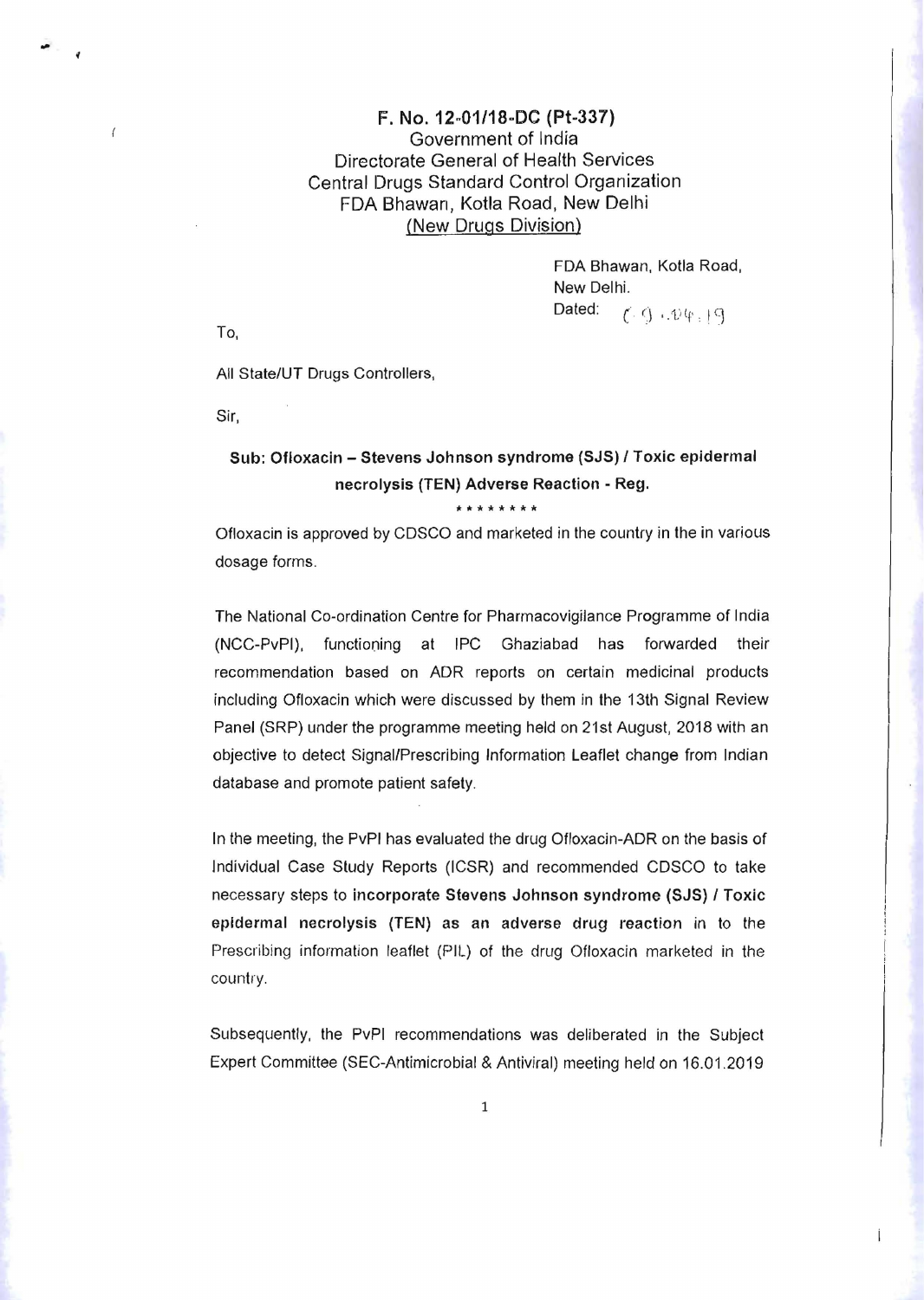**F. No. 12-01/18-DC (Pt-337)**
Government of India
Directorate General of Health Services
Central Drugs Standard Control Organization
FDA Bhawan, Kotla Road, New Delhi
<u>(New Drugs Division)</u>

FDA Bhawan, Kotla Road,
New Delhi.
Dated: 09.04.19

To,

All State/UT Drugs Controllers,

Sir,

**Sub: Ofloxacin – Stevens Johnson syndrome (SJS) / Toxic epidermal necrolysis (TEN) Adverse Reaction - Reg.**

\*\*\*\*\*\*\*\*

Ofloxacin is approved by CDSCO and marketed in the country in the in various dosage forms.

The National Co-ordination Centre for Pharmacovigilance Programme of India (NCC-PvPI), functioning at IPC Ghaziabad has forwarded their recommendation based on ADR reports on certain medicinal products including Ofloxacin which were discussed by them in the 13th Signal Review Panel (SRP) under the programme meeting held on 21st August, 2018 with an objective to detect Signal/Prescribing Information Leaflet change from Indian database and promote patient safety.

In the meeting, the PvPI has evaluated the drug Ofloxacin-ADR on the basis of Individual Case Study Reports (ICSR) and recommended CDSCO to take necessary steps to **incorporate Stevens Johnson syndrome (SJS) / Toxic epidermal necrolysis (TEN) as an adverse drug reaction** in to the Prescribing information leaflet (PIL) of the drug Ofloxacin marketed in the country.

Subsequently, the PvPI recommendations was deliberated in the Subject Expert Committee (SEC-Antimicrobial & Antiviral) meeting held on 16.01.2019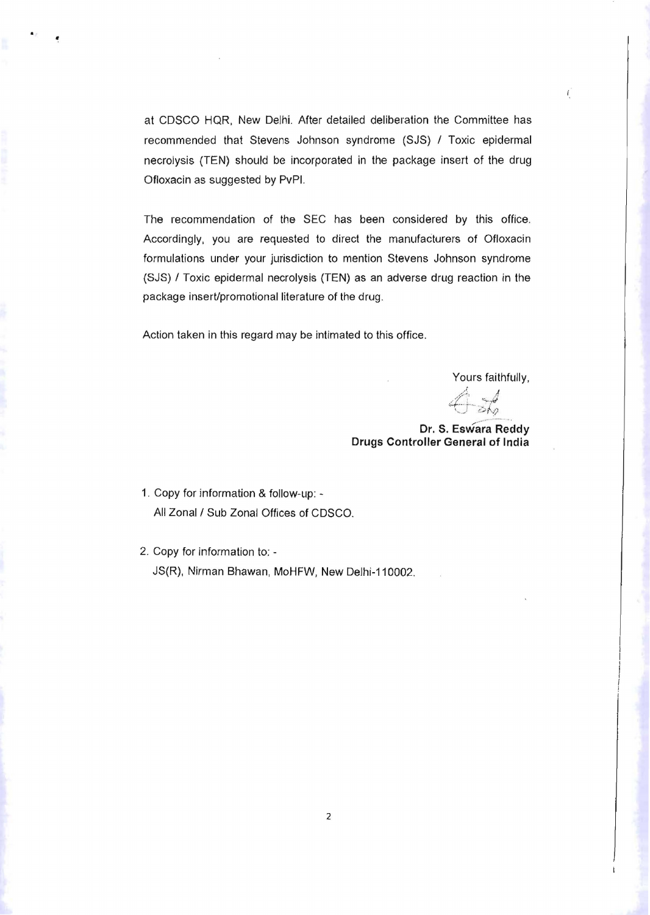at CDSCO HQR, New Delhi. After detailed deliberation the Committee has recommended that Stevens Johnson syndrome (SJS) / Toxic epidermal necrolysis (TEN) should be incorporated in the package insert of the drug Ofloxacin as suggested by PvPI.

The recommendation of the SEC has been considered by this office. Accordingly, you are requested to direct the manufacturers of Ofloxacin formulations under your jurisdiction to mention Stevens Johnson syndrome (SJS) / Toxic epidermal necrolysis (TEN) as an adverse drug reaction in the package insert/promotional literature of the drug.

Action taken in this regard may be intimated to this office.

Yours faithfully,

**Dr. S. Eswara Reddy**
**Drugs Controller General of India**

1. Copy for information & follow-up: -
   All Zonal / Sub Zonal Offices of CDSCO.

2. Copy for information to: -
   JS(R), Nirman Bhawan, MoHFW, New Delhi-110002.